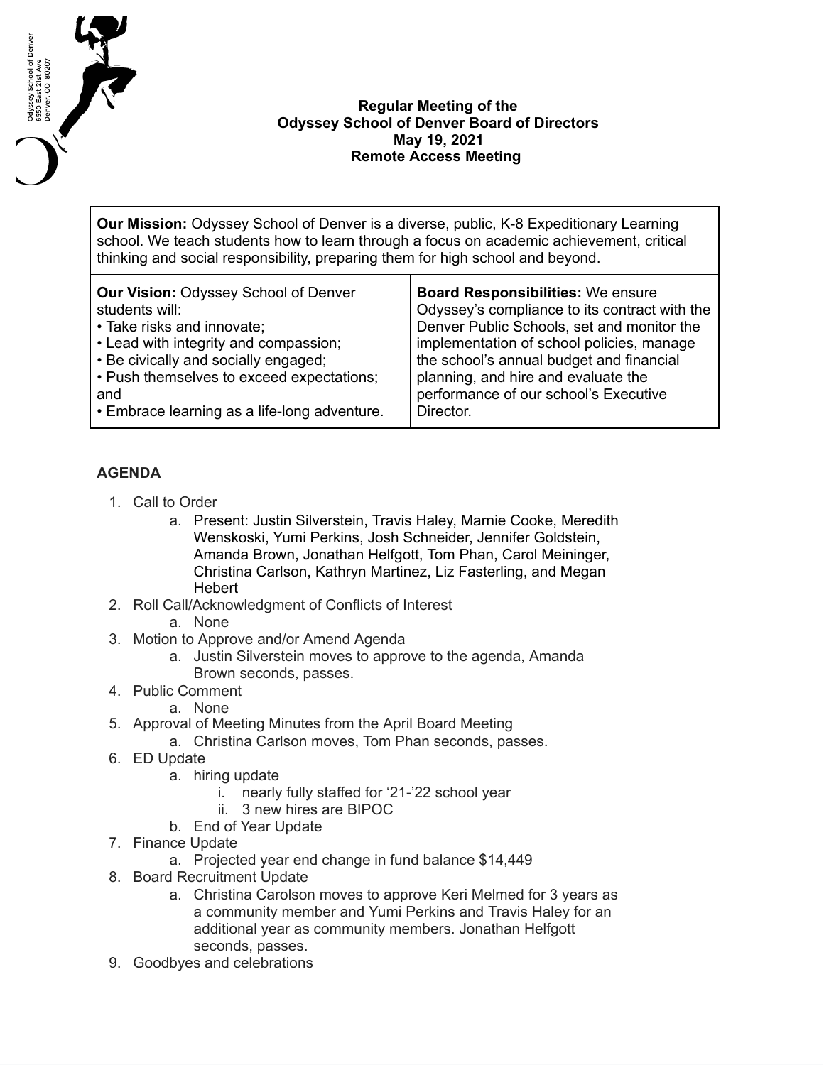Odyssey School of Denver
6550 East 21st Ave
Denver, CO 80207

**Regular Meeting of the**
**Odyssey School of Denver Board of Directors**
**May 19, 2021**
**Remote Access Meeting**

| **Our Mission:** Odyssey School of Denver is a diverse, public, K-8 Expeditionary Learning school. We teach students how to learn through a focus on academic achievement, critical thinking and social responsibility, preparing them for high school and beyond. | |
|---|---|
| **Our Vision:** Odyssey School of Denver students will:<br>• Take risks and innovate;<br>• Lead with integrity and compassion;<br>• Be civically and socially engaged;<br>• Push themselves to exceed expectations; and<br>• Embrace learning as a life-long adventure. | **Board Responsibilities:** We ensure Odyssey's compliance to its contract with the Denver Public Schools, set and monitor the implementation of school policies, manage the school's annual budget and financial planning, and hire and evaluate the performance of our school's Executive Director. |

## AGENDA

1. Call to Order
   a. Present: Justin Silverstein, Travis Haley, Marnie Cooke, Meredith Wenskoski, Yumi Perkins, Josh Schneider, Jennifer Goldstein, Amanda Brown, Jonathan Helfgott, Tom Phan, Carol Meininger, Christina Carlson, Kathryn Martinez, Liz Fasterling, and Megan Hebert
2. Roll Call/Acknowledgment of Conflicts of Interest
   a. None
3. Motion to Approve and/or Amend Agenda
   a. Justin Silverstein moves to approve to the agenda, Amanda Brown seconds, passes.
4. Public Comment
   a. None
5. Approval of Meeting Minutes from the April Board Meeting
   a. Christina Carlson moves, Tom Phan seconds, passes.
6. ED Update
   a. hiring update
      i. nearly fully staffed for '21-'22 school year
      ii. 3 new hires are BIPOC
   b. End of Year Update
7. Finance Update
   a. Projected year end change in fund balance $14,449
8. Board Recruitment Update
   a. Christina Carolson moves to approve Keri Melmed for 3 years as a community member and Yumi Perkins and Travis Haley for an additional year as community members. Jonathan Helfgott seconds, passes.
9. Goodbyes and celebrations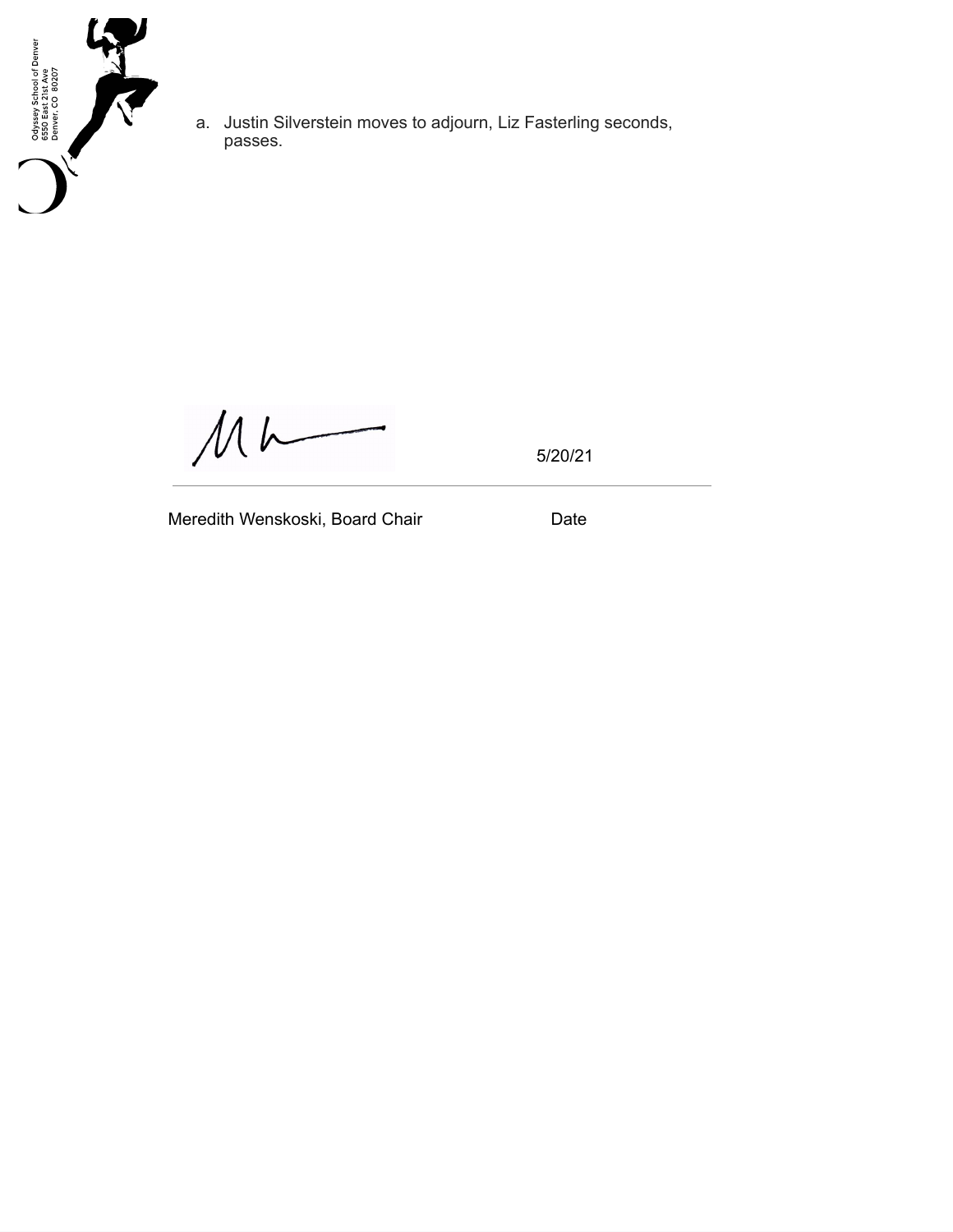a. Justin Silverstein moves to adjourn, Liz Fasterling seconds, passes.

5/20/21

Meredith Wenskoski, Board Chair | Date